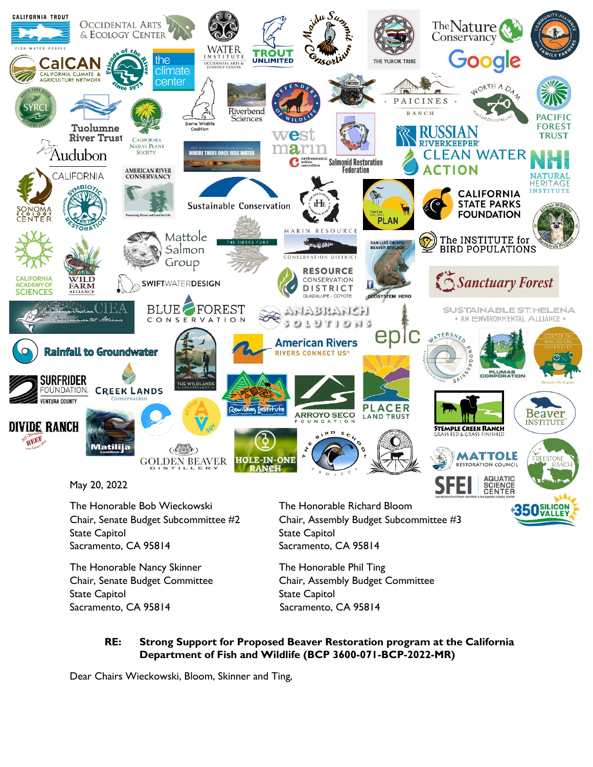May 20, 2022

The Honorable Bob Wieckowski
Chair, Senate Budget Subcommittee #2
State Capitol
Sacramento, CA 95814

The Honorable Richard Bloom
Chair, Assembly Budget Subcommittee #3
State Capitol
Sacramento, CA 95814

The Honorable Nancy Skinner
Chair, Senate Budget Committee
State Capitol
Sacramento, CA 95814

The Honorable Phil Ting
Chair, Assembly Budget Committee
State Capitol
Sacramento, CA 95814

**RE: Strong Support for Proposed Beaver Restoration program at the California Department of Fish and Wildlife (BCP 3600-071-BCP-2022-MR)**

Dear Chairs Wieckowski, Bloom, Skinner and Ting,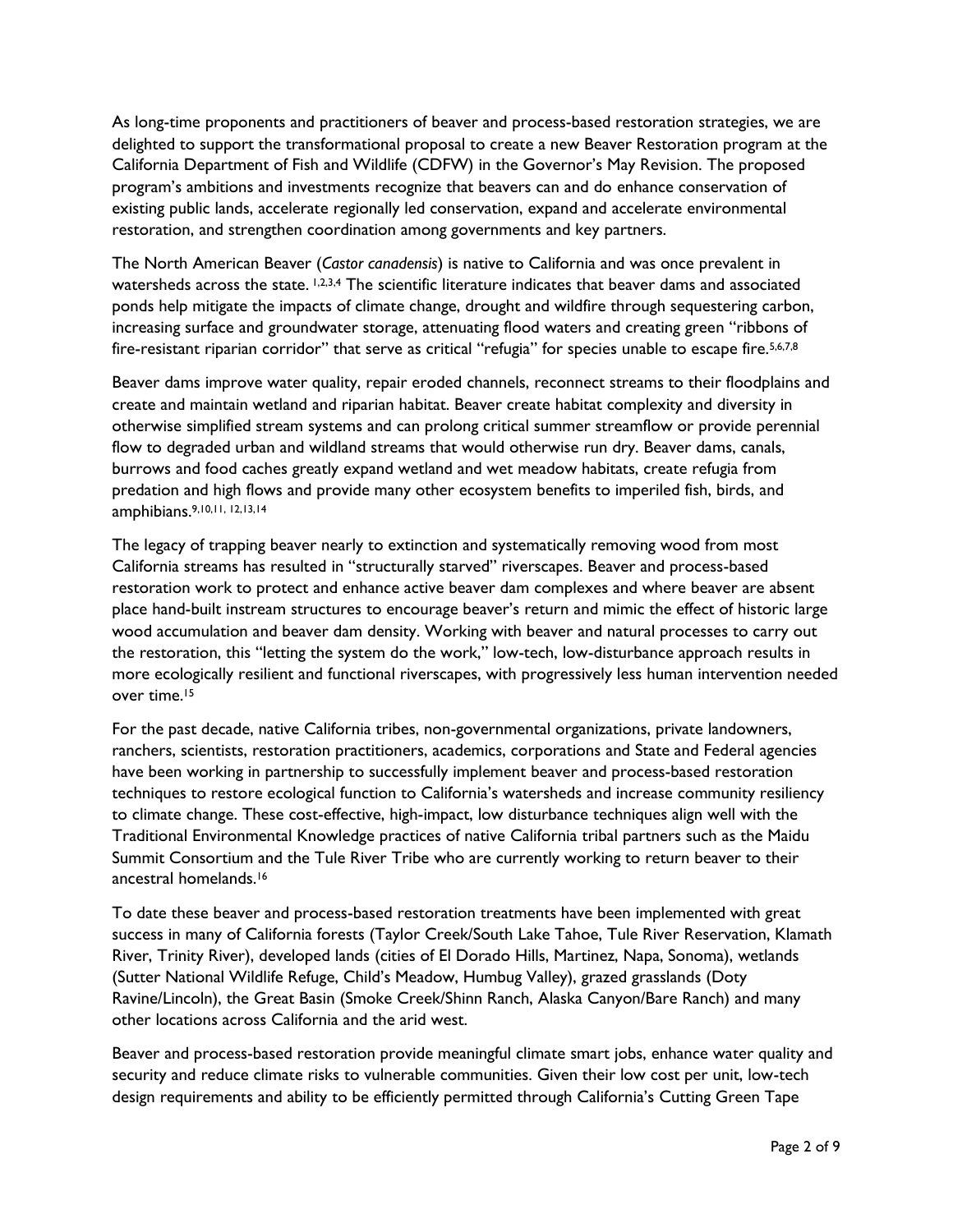As long-time proponents and practitioners of beaver and process-based restoration strategies, we are delighted to support the transformational proposal to create a new Beaver Restoration program at the California Department of Fish and Wildlife (CDFW) in the Governor's May Revision. The proposed program's ambitions and investments recognize that beavers can and do enhance conservation of existing public lands, accelerate regionally led conservation, expand and accelerate environmental restoration, and strengthen coordination among governments and key partners.

The North American Beaver (*Castor canadensis*) is native to California and was once prevalent in watersheds across the state.[1,2,3,4] The scientific literature indicates that beaver dams and associated ponds help mitigate the impacts of climate change, drought and wildfire through sequestering carbon, increasing surface and groundwater storage, attenuating flood waters and creating green "ribbons of fire-resistant riparian corridor" that serve as critical "refugia" for species unable to escape fire.[5,6,7,8]

Beaver dams improve water quality, repair eroded channels, reconnect streams to their floodplains and create and maintain wetland and riparian habitat. Beaver create habitat complexity and diversity in otherwise simplified stream systems and can prolong critical summer streamflow or provide perennial flow to degraded urban and wildland streams that would otherwise run dry. Beaver dams, canals, burrows and food caches greatly expand wetland and wet meadow habitats, create refugia from predation and high flows and provide many other ecosystem benefits to imperiled fish, birds, and amphibians.[9,10,11,12,13,14]

The legacy of trapping beaver nearly to extinction and systematically removing wood from most California streams has resulted in "structurally starved" riverscapes. Beaver and process-based restoration work to protect and enhance active beaver dam complexes and where beaver are absent place hand-built instream structures to encourage beaver's return and mimic the effect of historic large wood accumulation and beaver dam density. Working with beaver and natural processes to carry out the restoration, this "letting the system do the work," low-tech, low-disturbance approach results in more ecologically resilient and functional riverscapes, with progressively less human intervention needed over time.[15]

For the past decade, native California tribes, non-governmental organizations, private landowners, ranchers, scientists, restoration practitioners, academics, corporations and State and Federal agencies have been working in partnership to successfully implement beaver and process-based restoration techniques to restore ecological function to California's watersheds and increase community resiliency to climate change. These cost-effective, high-impact, low disturbance techniques align well with the Traditional Environmental Knowledge practices of native California tribal partners such as the Maidu Summit Consortium and the Tule River Tribe who are currently working to return beaver to their ancestral homelands.[16]

To date these beaver and process-based restoration treatments have been implemented with great success in many of California forests (Taylor Creek/South Lake Tahoe, Tule River Reservation, Klamath River, Trinity River), developed lands (cities of El Dorado Hills, Martinez, Napa, Sonoma), wetlands (Sutter National Wildlife Refuge, Child's Meadow, Humbug Valley), grazed grasslands (Doty Ravine/Lincoln), the Great Basin (Smoke Creek/Shinn Ranch, Alaska Canyon/Bare Ranch) and many other locations across California and the arid west.

Beaver and process-based restoration provide meaningful climate smart jobs, enhance water quality and security and reduce climate risks to vulnerable communities. Given their low cost per unit, low-tech design requirements and ability to be efficiently permitted through California's Cutting Green Tape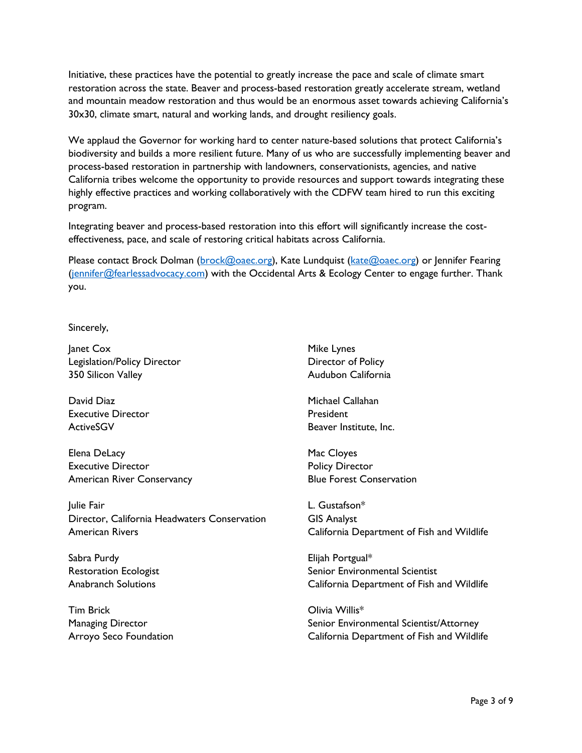Initiative, these practices have the potential to greatly increase the pace and scale of climate smart restoration across the state. Beaver and process-based restoration greatly accelerate stream, wetland and mountain meadow restoration and thus would be an enormous asset towards achieving California's 30x30, climate smart, natural and working lands, and drought resiliency goals.

We applaud the Governor for working hard to center nature-based solutions that protect California's biodiversity and builds a more resilient future. Many of us who are successfully implementing beaver and process-based restoration in partnership with landowners, conservationists, agencies, and native California tribes welcome the opportunity to provide resources and support towards integrating these highly effective practices and working collaboratively with the CDFW team hired to run this exciting program.

Integrating beaver and process-based restoration into this effort will significantly increase the cost-effectiveness, pace, and scale of restoring critical habitats across California.

Please contact Brock Dolman (brock@oaec.org), Kate Lundquist (kate@oaec.org) or Jennifer Fearing (jennifer@fearlessadvocacy.com) with the Occidental Arts & Ecology Center to engage further. Thank you.

Sincerely,

Janet Cox
Legislation/Policy Director
350 Silicon Valley

David Diaz
Executive Director
ActiveSGV

Elena DeLacy
Executive Director
American River Conservancy

Julie Fair
Director, California Headwaters Conservation
American Rivers

Sabra Purdy
Restoration Ecologist
Anabranch Solutions

Tim Brick
Managing Director
Arroyo Seco Foundation

Mike Lynes
Director of Policy
Audubon California

Michael Callahan
President
Beaver Institute, Inc.

Mac Cloyes
Policy Director
Blue Forest Conservation

L. Gustafson*
GIS Analyst
California Department of Fish and Wildlife

Elijah Portgual*
Senior Environmental Scientist
California Department of Fish and Wildlife

Olivia Willis*
Senior Environmental Scientist/Attorney
California Department of Fish and Wildlife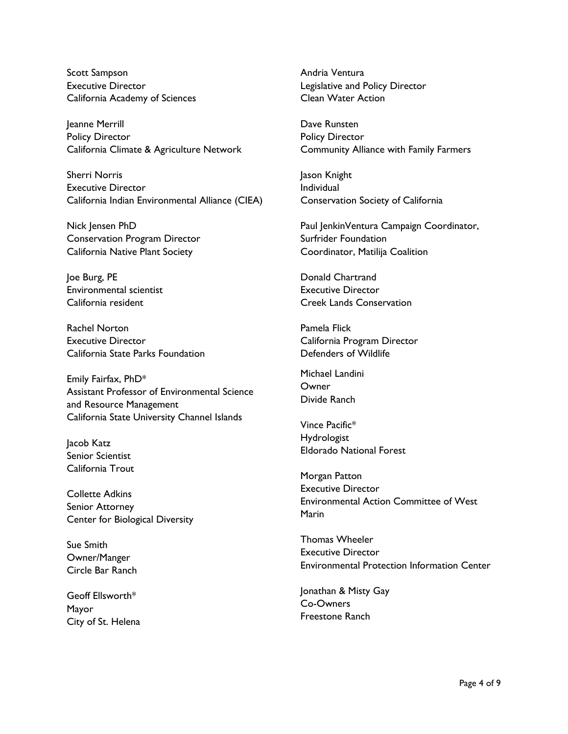Scott Sampson
Executive Director
California Academy of Sciences

Jeanne Merrill
Policy Director
California Climate & Agriculture Network

Sherri Norris
Executive Director
California Indian Environmental Alliance (CIEA)

Nick Jensen PhD
Conservation Program Director
California Native Plant Society

Joe Burg, PE
Environmental scientist
California resident

Rachel Norton
Executive Director
California State Parks Foundation

Emily Fairfax, PhD*
Assistant Professor of Environmental Science and Resource Management
California State University Channel Islands

Jacob Katz
Senior Scientist
California Trout

Collette Adkins
Senior Attorney
Center for Biological Diversity

Sue Smith
Owner/Manger
Circle Bar Ranch

Geoff Ellsworth*
Mayor
City of St. Helena

Andria Ventura
Legislative and Policy Director
Clean Water Action

Dave Runsten
Policy Director
Community Alliance with Family Farmers

Jason Knight
Individual
Conservation Society of California

Paul JenkinVentura Campaign Coordinator,
Surfrider Foundation
Coordinator, Matilija Coalition

Donald Chartrand
Executive Director
Creek Lands Conservation

Pamela Flick
California Program Director
Defenders of Wildlife

Michael Landini
Owner
Divide Ranch

Vince Pacific*
Hydrologist
Eldorado National Forest

Morgan Patton
Executive Director
Environmental Action Committee of West Marin

Thomas Wheeler
Executive Director
Environmental Protection Information Center

Jonathan & Misty Gay
Co-Owners
Freestone Ranch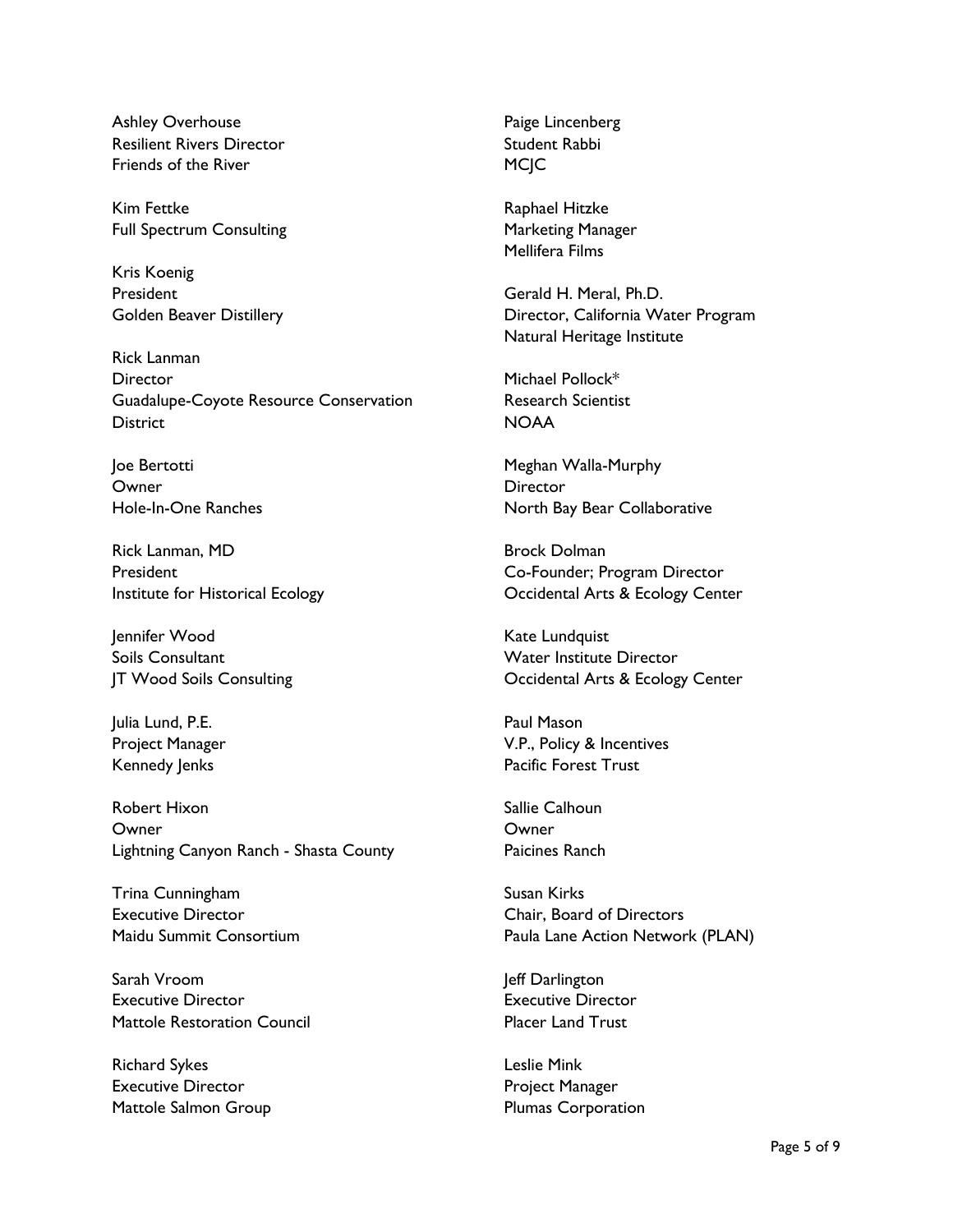Ashley Overhouse
Resilient Rivers Director
Friends of the River

Kim Fettke
Full Spectrum Consulting

Kris Koenig
President
Golden Beaver Distillery

Rick Lanman
Director
Guadalupe-Coyote Resource Conservation District

Joe Bertotti
Owner
Hole-In-One Ranches

Rick Lanman, MD
President
Institute for Historical Ecology

Jennifer Wood
Soils Consultant
JT Wood Soils Consulting

Julia Lund, P.E.
Project Manager
Kennedy Jenks

Robert Hixon
Owner
Lightning Canyon Ranch - Shasta County

Trina Cunningham
Executive Director
Maidu Summit Consortium

Sarah Vroom
Executive Director
Mattole Restoration Council

Richard Sykes
Executive Director
Mattole Salmon Group

Paige Lincenberg
Student Rabbi
MCJC

Raphael Hitzke
Marketing Manager
Mellifera Films

Gerald H. Meral, Ph.D.
Director, California Water Program
Natural Heritage Institute

Michael Pollock*
Research Scientist
NOAA

Meghan Walla-Murphy
Director
North Bay Bear Collaborative

Brock Dolman
Co-Founder; Program Director
Occidental Arts & Ecology Center

Kate Lundquist
Water Institute Director
Occidental Arts & Ecology Center

Paul Mason
V.P., Policy & Incentives
Pacific Forest Trust

Sallie Calhoun
Owner
Paicines Ranch

Susan Kirks
Chair, Board of Directors
Paula Lane Action Network (PLAN)

Jeff Darlington
Executive Director
Placer Land Trust

Leslie Mink
Project Manager
Plumas Corporation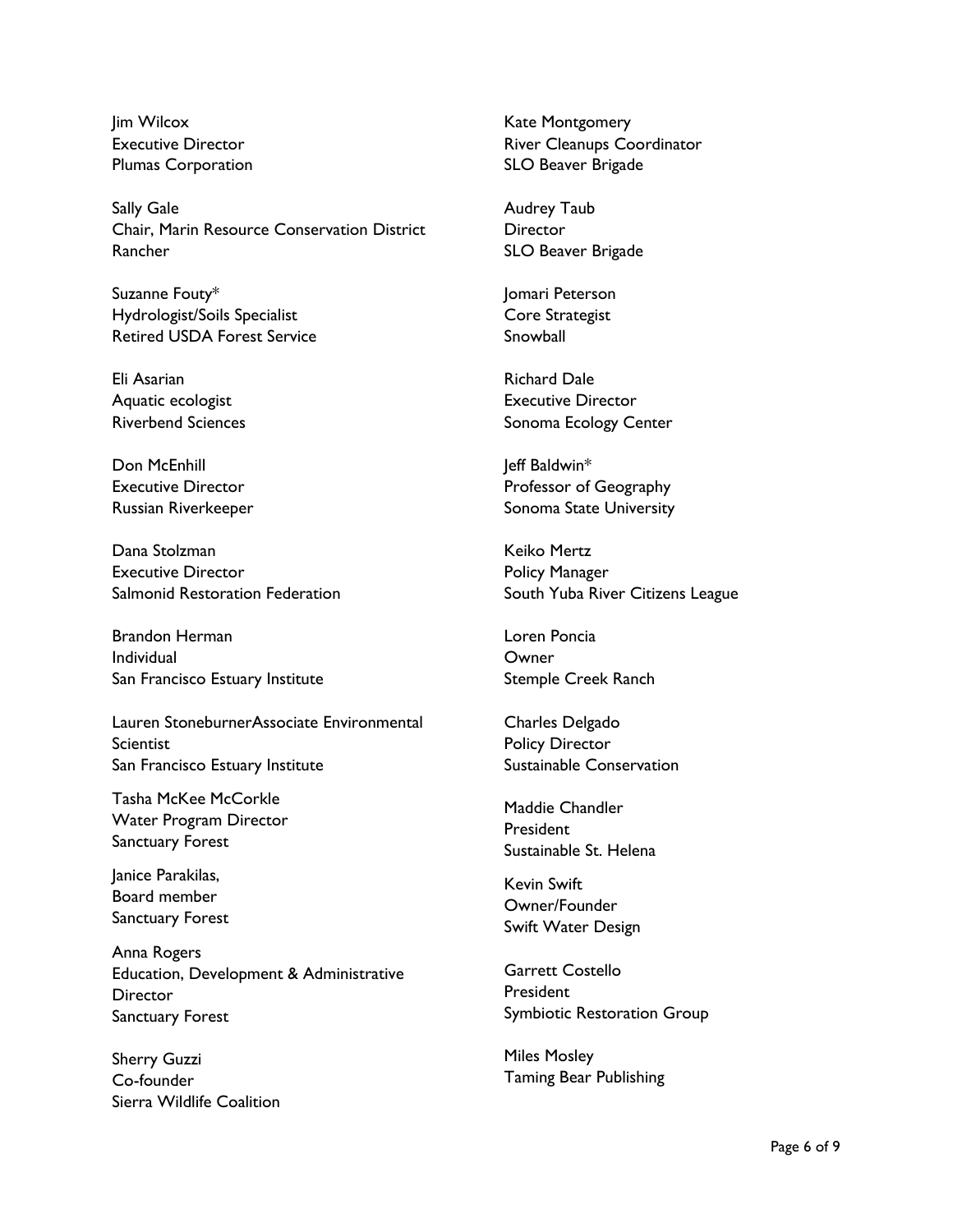Jim Wilcox
Executive Director
Plumas Corporation

Sally Gale
Chair, Marin Resource Conservation District
Rancher

Suzanne Fouty*
Hydrologist/Soils Specialist
Retired USDA Forest Service

Eli Asarian
Aquatic ecologist
Riverbend Sciences

Don McEnhill
Executive Director
Russian Riverkeeper

Dana Stolzman
Executive Director
Salmonid Restoration Federation

Brandon Herman
Individual
San Francisco Estuary Institute

Lauren StoneburnerAssociate Environmental Scientist
San Francisco Estuary Institute

Tasha McKee McCorkle
Water Program Director
Sanctuary Forest

Janice Parakilas,
Board member
Sanctuary Forest

Anna Rogers
Education, Development & Administrative Director
Sanctuary Forest

Sherry Guzzi
Co-founder
Sierra Wildlife Coalition

Kate Montgomery
River Cleanups Coordinator
SLO Beaver Brigade

Audrey Taub
Director
SLO Beaver Brigade

Jomari Peterson
Core Strategist
Snowball

Richard Dale
Executive Director
Sonoma Ecology Center

Jeff Baldwin*
Professor of Geography
Sonoma State University

Keiko Mertz
Policy Manager
South Yuba River Citizens League

Loren Poncia
Owner
Stemple Creek Ranch

Charles Delgado
Policy Director
Sustainable Conservation

Maddie Chandler
President
Sustainable St. Helena

Kevin Swift
Owner/Founder
Swift Water Design

Garrett Costello
President
Symbiotic Restoration Group

Miles Mosley
Taming Bear Publishing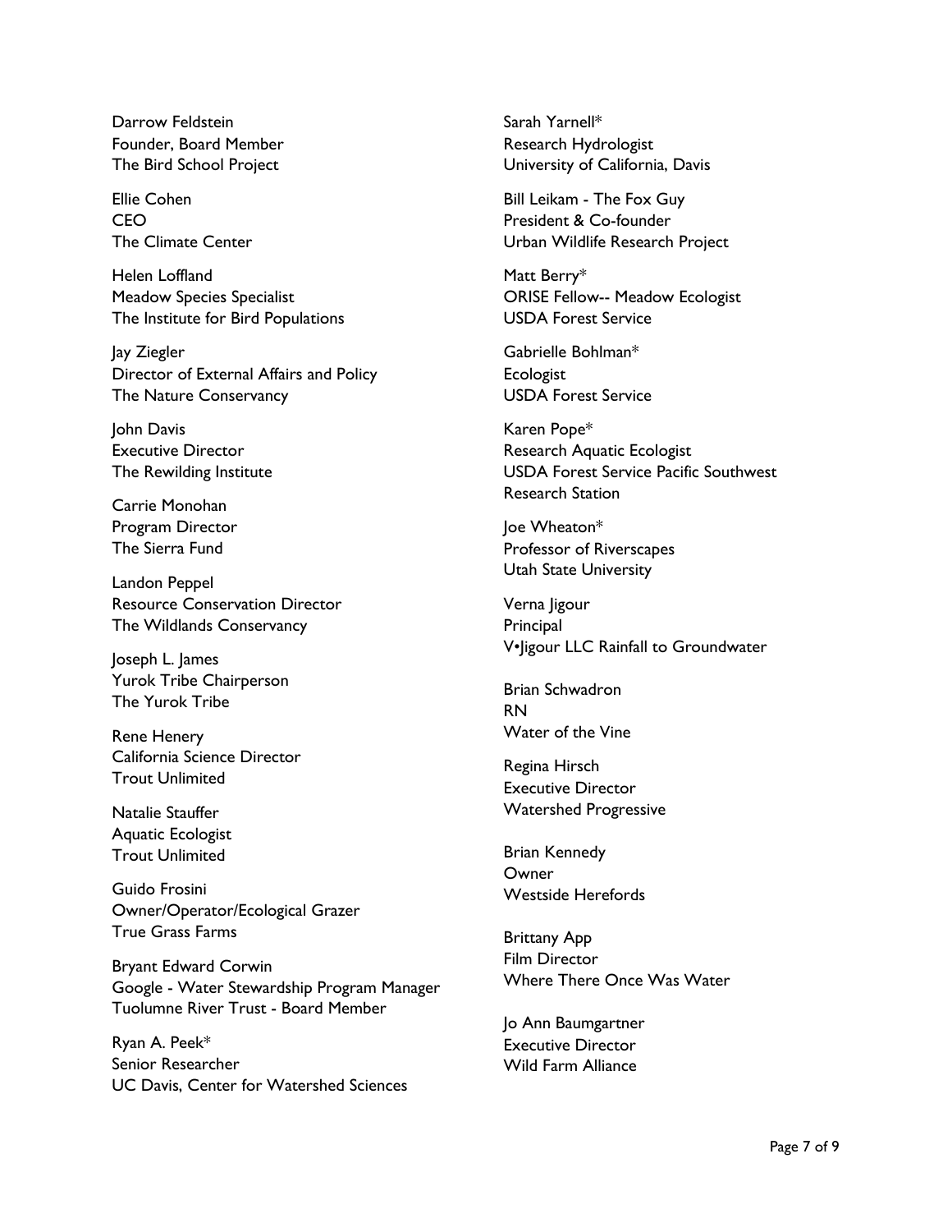Darrow Feldstein
Founder, Board Member
The Bird School Project

Ellie Cohen
CEO
The Climate Center

Helen Loffland
Meadow Species Specialist
The Institute for Bird Populations

Jay Ziegler
Director of External Affairs and Policy
The Nature Conservancy

John Davis
Executive Director
The Rewilding Institute

Carrie Monohan
Program Director
The Sierra Fund

Landon Peppel
Resource Conservation Director
The Wildlands Conservancy

Joseph L. James
Yurok Tribe Chairperson
The Yurok Tribe

Rene Henery
California Science Director
Trout Unlimited

Natalie Stauffer
Aquatic Ecologist
Trout Unlimited

Guido Frosini
Owner/Operator/Ecological Grazer
True Grass Farms

Bryant Edward Corwin
Google - Water Stewardship Program Manager
Tuolumne River Trust - Board Member

Ryan A. Peek*
Senior Researcher
UC Davis, Center for Watershed Sciences

Sarah Yarnell*
Research Hydrologist
University of California, Davis

Bill Leikam - The Fox Guy
President & Co-founder
Urban Wildlife Research Project

Matt Berry*
ORISE Fellow-- Meadow Ecologist
USDA Forest Service

Gabrielle Bohlman*
Ecologist
USDA Forest Service

Karen Pope*
Research Aquatic Ecologist
USDA Forest Service Pacific Southwest Research Station

Joe Wheaton*
Professor of Riverscapes
Utah State University

Verna Jigour
Principal
V•Jigour LLC Rainfall to Groundwater

Brian Schwadron
RN
Water of the Vine

Regina Hirsch
Executive Director
Watershed Progressive

Brian Kennedy
Owner
Westside Herefords

Brittany App
Film Director
Where There Once Was Water

Jo Ann Baumgartner
Executive Director
Wild Farm Alliance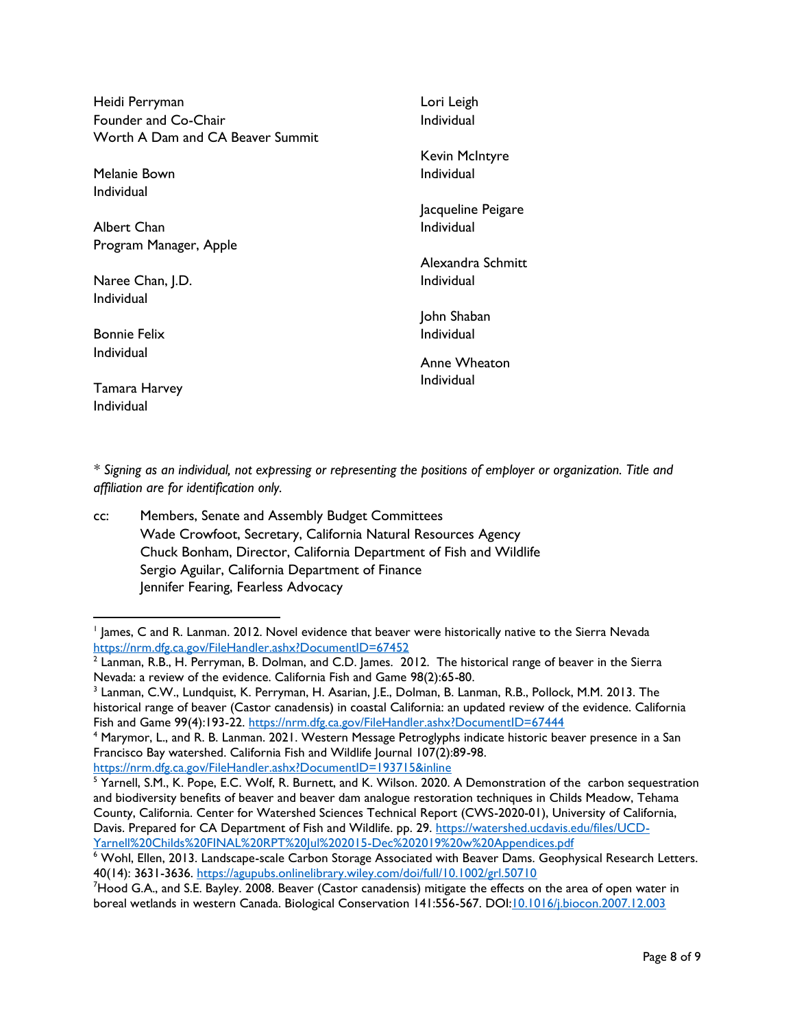Heidi Perryman
Founder and Co-Chair
Worth A Dam and CA Beaver Summit

Melanie Bown
Individual

Albert Chan
Program Manager, Apple

Naree Chan, J.D.
Individual

Bonnie Felix
Individual

Tamara Harvey
Individual

Lori Leigh
Individual

Kevin McIntyre
Individual

Jacqueline Peigare
Individual

Alexandra Schmitt
Individual

John Shaban
Individual

Anne Wheaton
Individual

\* *Signing as an individual, not expressing or representing the positions of employer or organization. Title and affiliation are for identification only.*

cc: Members, Senate and Assembly Budget Committees
Wade Crowfoot, Secretary, California Natural Resources Agency
Chuck Bonham, Director, California Department of Fish and Wildlife
Sergio Aguilar, California Department of Finance
Jennifer Fearing, Fearless Advocacy

---

[1] James, C and R. Lanman. 2012. Novel evidence that beaver were historically native to the Sierra Nevada https://nrm.dfg.ca.gov/FileHandler.ashx?DocumentID=67452

[2] Lanman, R.B., H. Perryman, B. Dolman, and C.D. James. 2012. The historical range of beaver in the Sierra Nevada: a review of the evidence. California Fish and Game 98(2):65-80.

[3] Lanman, C.W., Lundquist, K. Perryman, H. Asarian, J.E., Dolman, B. Lanman, R.B., Pollock, M.M. 2013. The historical range of beaver (Castor canadensis) in coastal California: an updated review of the evidence. California Fish and Game 99(4):193-22. https://nrm.dfg.ca.gov/FileHandler.ashx?DocumentID=67444

[4] Marymor, L., and R. B. Lanman. 2021. Western Message Petroglyphs indicate historic beaver presence in a San Francisco Bay watershed. California Fish and Wildlife Journal 107(2):89-98. https://nrm.dfg.ca.gov/FileHandler.ashx?DocumentID=193715&inline

[5] Yarnell, S.M., K. Pope, E.C. Wolf, R. Burnett, and K. Wilson. 2020. A Demonstration of the carbon sequestration and biodiversity benefits of beaver and beaver dam analogue restoration techniques in Childs Meadow, Tehama County, California. Center for Watershed Sciences Technical Report (CWS-2020-01), University of California, Davis. Prepared for CA Department of Fish and Wildlife. pp. 29. https://watershed.ucdavis.edu/files/UCD-Yarnell%20Childs%20FINAL%20RPT%20Jul%202015-Dec%202019%20w%20Appendices.pdf

[6] Wohl, Ellen, 2013. Landscape-scale Carbon Storage Associated with Beaver Dams. Geophysical Research Letters. 40(14): 3631-3636. https://agupubs.onlinelibrary.wiley.com/doi/full/10.1002/grl.50710

[7] Hood G.A., and S.E. Bayley. 2008. Beaver (Castor canadensis) mitigate the effects on the area of open water in boreal wetlands in western Canada. Biological Conservation 141:556-567. DOI:10.1016/j.biocon.2007.12.003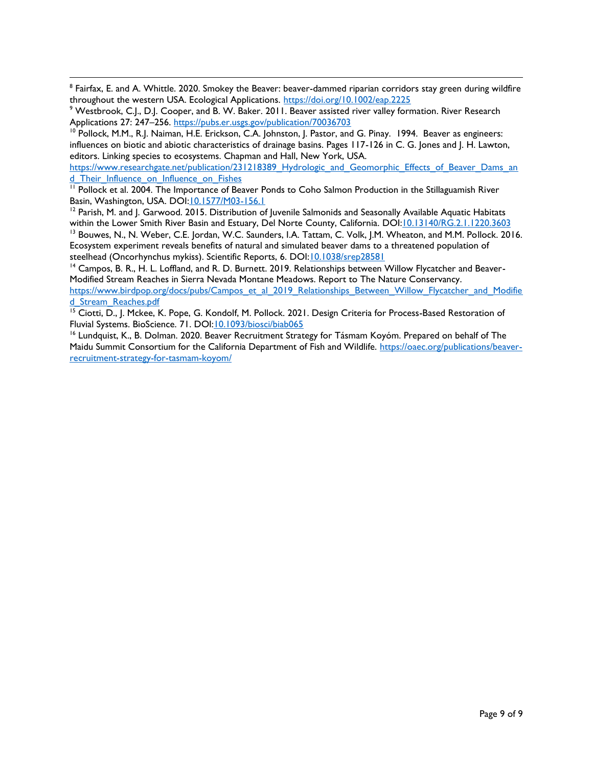[8] Fairfax, E. and A. Whittle. 2020. Smokey the Beaver: beaver-dammed riparian corridors stay green during wildfire throughout the western USA. Ecological Applications. https://doi.org/10.1002/eap.2225

[9] Westbrook, C.J., D.J. Cooper, and B. W. Baker. 2011. Beaver assisted river valley formation. River Research Applications 27: 247–256. https://pubs.er.usgs.gov/publication/70036703

[10] Pollock, M.M., R.J. Naiman, H.E. Erickson, C.A. Johnston, J. Pastor, and G. Pinay. 1994. Beaver as engineers: influences on biotic and abiotic characteristics of drainage basins. Pages 117-126 in C. G. Jones and J. H. Lawton, editors. Linking species to ecosystems. Chapman and Hall, New York, USA. https://www.researchgate.net/publication/231218389_Hydrologic_and_Geomorphic_Effects_of_Beaver_Dams_and_Their_Influence_on_Influence_on_Fishes

[11] Pollock et al. 2004. The Importance of Beaver Ponds to Coho Salmon Production in the Stillaguamish River Basin, Washington, USA. DOI:10.1577/M03-156.1

[12] Parish, M. and J. Garwood. 2015. Distribution of Juvenile Salmonids and Seasonally Available Aquatic Habitats within the Lower Smith River Basin and Estuary, Del Norte County, California. DOI:10.13140/RG.2.1.1220.3603

[13] Bouwes, N., N. Weber, C.E. Jordan, W.C. Saunders, I.A. Tattam, C. Volk, J.M. Wheaton, and M.M. Pollock. 2016. Ecosystem experiment reveals benefits of natural and simulated beaver dams to a threatened population of steelhead (Oncorhynchus mykiss). Scientific Reports, 6. DOI:10.1038/srep28581

[14] Campos, B. R., H. L. Loffland, and R. D. Burnett. 2019. Relationships between Willow Flycatcher and Beaver-Modified Stream Reaches in Sierra Nevada Montane Meadows. Report to The Nature Conservancy. https://www.birdpop.org/docs/pubs/Campos_et_al_2019_Relationships_Between_Willow_Flycatcher_and_Modified_Stream_Reaches.pdf

[15] Ciotti, D., J. Mckee, K. Pope, G. Kondolf, M. Pollock. 2021. Design Criteria for Process-Based Restoration of Fluvial Systems. BioScience. 71. DOI:10.1093/biosci/biab065

[16] Lundquist, K., B. Dolman. 2020. Beaver Recruitment Strategy for Tásmam Koyóm. Prepared on behalf of The Maidu Summit Consortium for the California Department of Fish and Wildlife. https://oaec.org/publications/beaver-recruitment-strategy-for-tasmam-koyom/